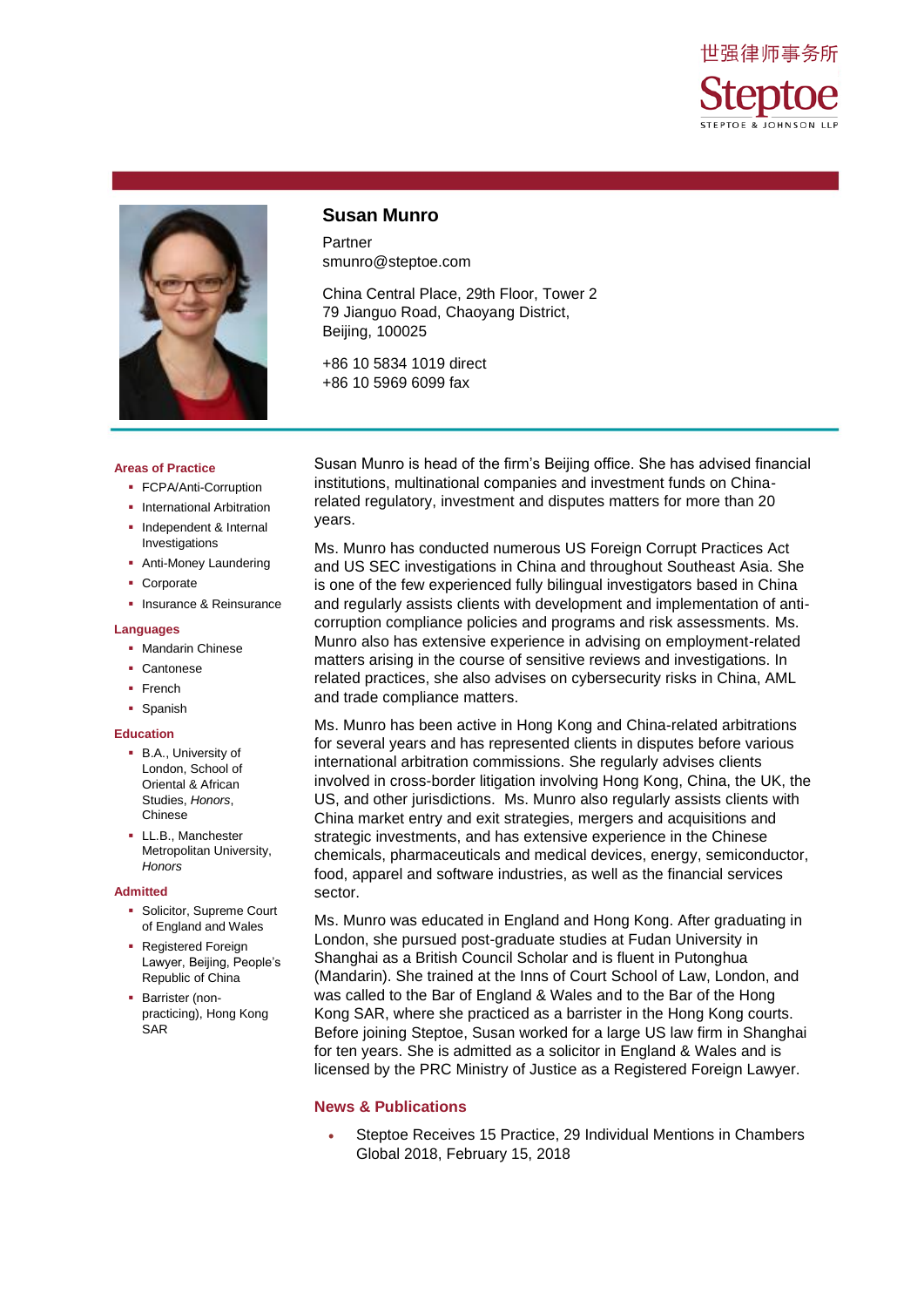世强律师事务所

Steptoe

STEPTOE & JOHNSON LLP

# Susan Munro

Partner
smunro@steptoe.com

China Central Place, 29th Floor, Tower 2
79 Jianguo Road, Chaoyang District,
Beijing, 100025

+86 10 5834 1019 direct
+86 10 5969 6099 fax

Susan Munro is head of the firm's Beijing office. She has advised financial institutions, multinational companies and investment funds on China-related regulatory, investment and disputes matters for more than 20 years.

Ms. Munro has conducted numerous US Foreign Corrupt Practices Act and US SEC investigations in China and throughout Southeast Asia. She is one of the few experienced fully bilingual investigators based in China and regularly assists clients with development and implementation of anti-corruption compliance policies and programs and risk assessments. Ms. Munro also has extensive experience in advising on employment-related matters arising in the course of sensitive reviews and investigations. In related practices, she also advises on cybersecurity risks in China, AML and trade compliance matters.

Ms. Munro has been active in Hong Kong and China-related arbitrations for several years and has represented clients in disputes before various international arbitration commissions. She regularly advises clients involved in cross-border litigation involving Hong Kong, China, the UK, the US, and other jurisdictions. Ms. Munro also regularly assists clients with China market entry and exit strategies, mergers and acquisitions and strategic investments, and has extensive experience in the Chinese chemicals, pharmaceuticals and medical devices, energy, semiconductor, food, apparel and software industries, as well as the financial services sector.

Ms. Munro was educated in England and Hong Kong. After graduating in London, she pursued post-graduate studies at Fudan University in Shanghai as a British Council Scholar and is fluent in Putonghua (Mandarin). She trained at the Inns of Court School of Law, London, and was called to the Bar of England & Wales and to the Bar of the Hong Kong SAR, where she practiced as a barrister in the Hong Kong courts. Before joining Steptoe, Susan worked for a large US law firm in Shanghai for ten years. She is admitted as a solicitor in England & Wales and is licensed by the PRC Ministry of Justice as a Registered Foreign Lawyer.

## Areas of Practice

- FCPA/Anti-Corruption
- International Arbitration
- Independent & Internal Investigations
- Anti-Money Laundering
- Corporate
- Insurance & Reinsurance

## Languages

- Mandarin Chinese
- Cantonese
- French
- Spanish

## Education

- B.A., University of London, School of Oriental & African Studies, *Honors*, Chinese
- LL.B., Manchester Metropolitan University, *Honors*

## Admitted

- Solicitor, Supreme Court of England and Wales
- Registered Foreign Lawyer, Beijing, People's Republic of China
- Barrister (non-practicing), Hong Kong SAR

## News & Publications

- Steptoe Receives 15 Practice, 29 Individual Mentions in Chambers Global 2018, February 15, 2018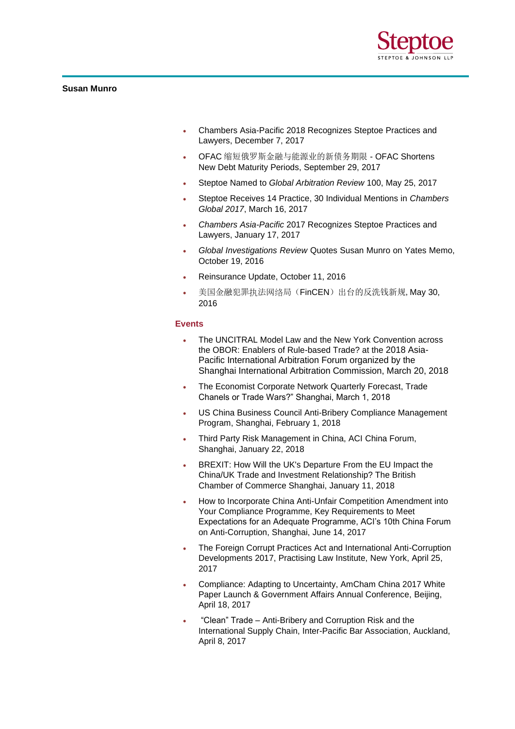- Chambers Asia-Pacific 2018 Recognizes Steptoe Practices and Lawyers, December 7, 2017
- OFAC 缩短俄罗斯金融与能源业的新债务期限 - OFAC Shortens New Debt Maturity Periods, September 29, 2017
- Steptoe Named to *Global Arbitration Review* 100, May 25, 2017
- Steptoe Receives 14 Practice, 30 Individual Mentions in *Chambers Global 2017*, March 16, 2017
- *Chambers Asia-Pacific* 2017 Recognizes Steptoe Practices and Lawyers, January 17, 2017
- *Global Investigations Review* Quotes Susan Munro on Yates Memo, October 19, 2016
- Reinsurance Update, October 11, 2016
- 美国金融犯罪执法网络局（FinCEN）出台的反洗钱新规, May 30, 2016

## Events

- The UNCITRAL Model Law and the New York Convention across the OBOR: Enablers of Rule-based Trade? at the 2018 Asia-Pacific International Arbitration Forum organized by the Shanghai International Arbitration Commission, March 20, 2018
- The Economist Corporate Network Quarterly Forecast, Trade Chanels or Trade Wars?" Shanghai, March 1, 2018
- US China Business Council Anti-Bribery Compliance Management Program, Shanghai, February 1, 2018
- Third Party Risk Management in China, ACI China Forum, Shanghai, January 22, 2018
- BREXIT: How Will the UK's Departure From the EU Impact the China/UK Trade and Investment Relationship? The British Chamber of Commerce Shanghai, January 11, 2018
- How to Incorporate China Anti-Unfair Competition Amendment into Your Compliance Programme, Key Requirements to Meet Expectations for an Adequate Programme, ACI's 10th China Forum on Anti-Corruption, Shanghai, June 14, 2017
- The Foreign Corrupt Practices Act and International Anti-Corruption Developments 2017, Practising Law Institute, New York, April 25, 2017
- Compliance: Adapting to Uncertainty, AmCham China 2017 White Paper Launch & Government Affairs Annual Conference, Beijing, April 18, 2017
- "Clean" Trade – Anti-Bribery and Corruption Risk and the International Supply Chain, Inter-Pacific Bar Association, Auckland, April 8, 2017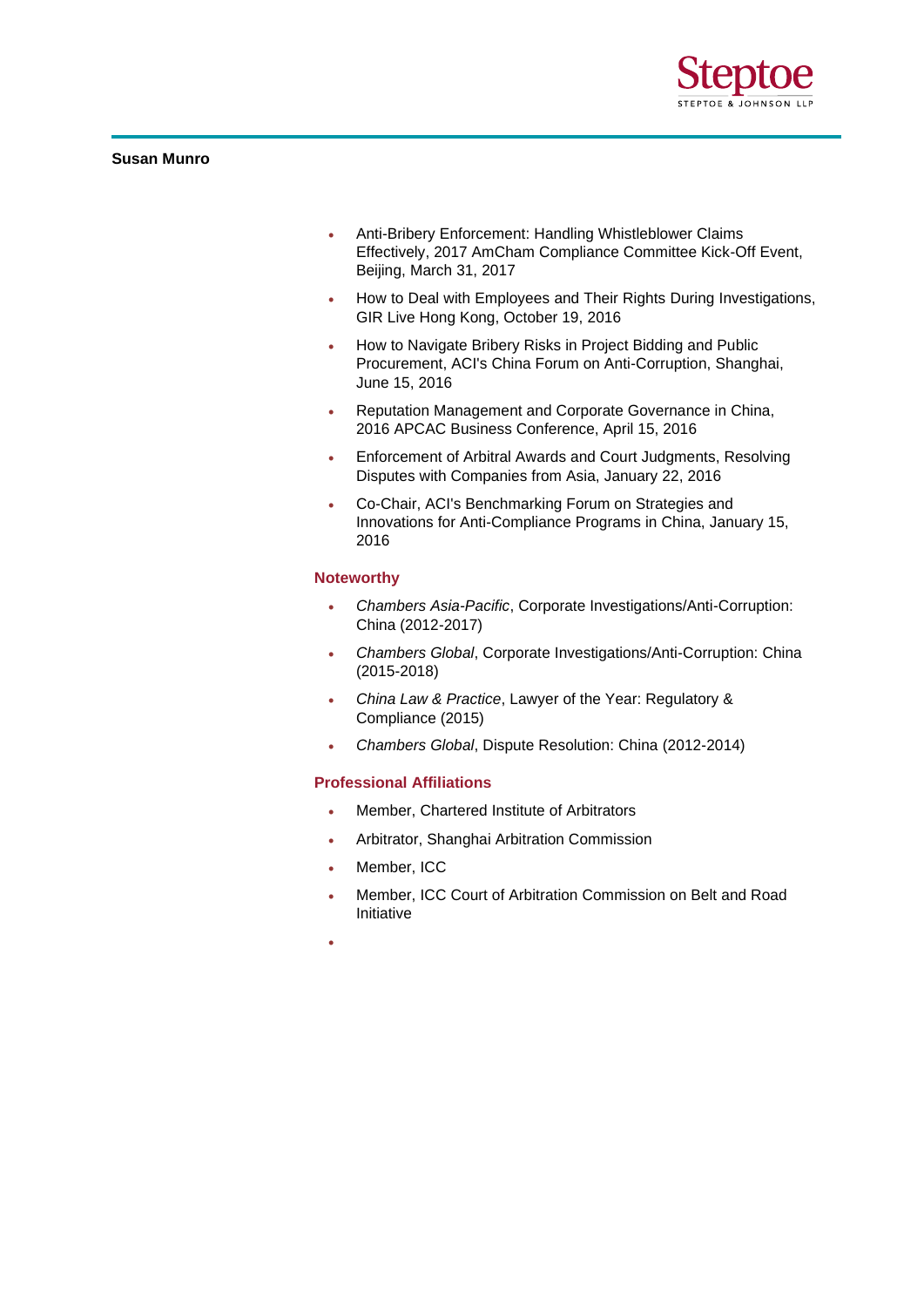- Anti-Bribery Enforcement: Handling Whistleblower Claims Effectively, 2017 AmCham Compliance Committee Kick-Off Event, Beijing, March 31, 2017
- How to Deal with Employees and Their Rights During Investigations, GIR Live Hong Kong, October 19, 2016
- How to Navigate Bribery Risks in Project Bidding and Public Procurement, ACI's China Forum on Anti-Corruption, Shanghai, June 15, 2016
- Reputation Management and Corporate Governance in China, 2016 APCAC Business Conference, April 15, 2016
- Enforcement of Arbitral Awards and Court Judgments, Resolving Disputes with Companies from Asia, January 22, 2016
- Co-Chair, ACI's Benchmarking Forum on Strategies and Innovations for Anti-Compliance Programs in China, January 15, 2016

## Noteworthy

- *Chambers Asia-Pacific*, Corporate Investigations/Anti-Corruption: China (2012-2017)
- *Chambers Global*, Corporate Investigations/Anti-Corruption: China (2015-2018)
- *China Law & Practice*, Lawyer of the Year: Regulatory & Compliance (2015)
- *Chambers Global*, Dispute Resolution: China (2012-2014)

## Professional Affiliations

- Member, Chartered Institute of Arbitrators
- Arbitrator, Shanghai Arbitration Commission
- Member, ICC
- Member, ICC Court of Arbitration Commission on Belt and Road Initiative